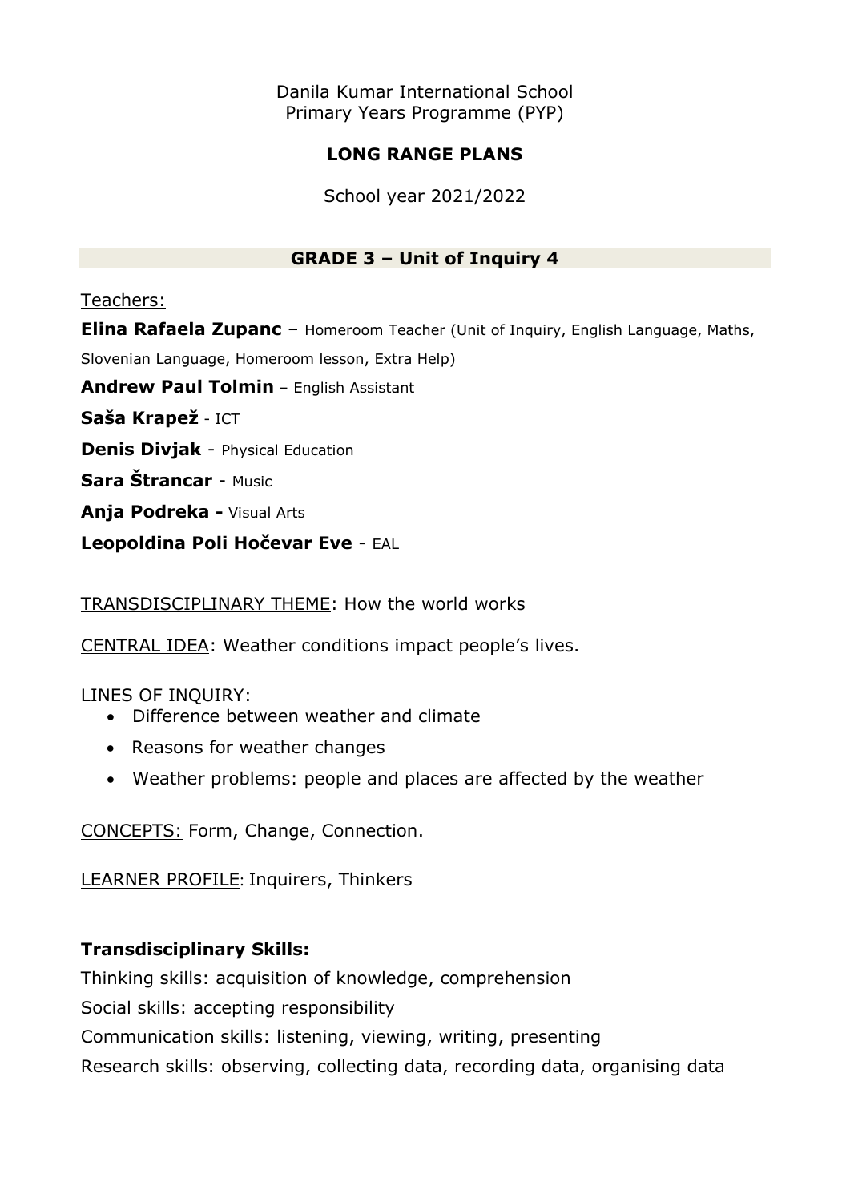Danila Kumar International School
Primary Years Programme (PYP)

# LONG RANGE PLANS

School year 2021/2022

## GRADE 3 – Unit of Inquiry 4

Teachers:

**Elina Rafaela Zupanc** – Homeroom Teacher (Unit of Inquiry, English Language, Maths, Slovenian Language, Homeroom lesson, Extra Help)

**Andrew Paul Tolmin** – English Assistant

**Saša Krapež** - ICT

**Denis Divjak** - Physical Education

**Sara Štrancar** - Music

**Anja Podreka -** Visual Arts

**Leopoldina Poli Hočevar Eve** - EAL

TRANSDISCIPLINARY THEME: How the world works

CENTRAL IDEA: Weather conditions impact people's lives.

LINES OF INQUIRY:

- Difference between weather and climate
- Reasons for weather changes
- Weather problems: people and places are affected by the weather

CONCEPTS: Form, Change, Connection.

LEARNER PROFILE: Inquirers, Thinkers

**Transdisciplinary Skills:**

Thinking skills: acquisition of knowledge, comprehension

Social skills: accepting responsibility

Communication skills: listening, viewing, writing, presenting

Research skills: observing, collecting data, recording data, organising data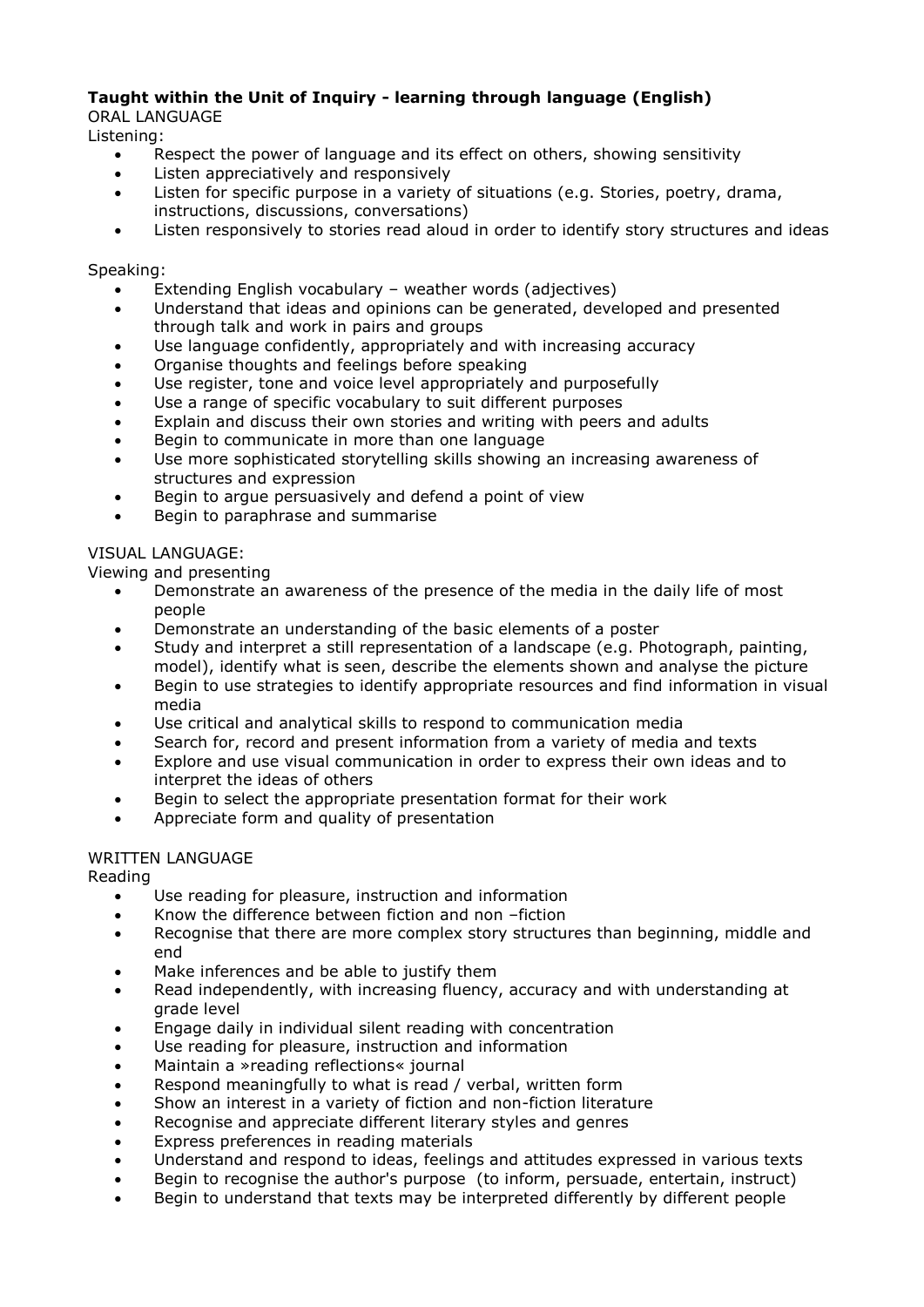**Taught within the Unit of Inquiry - learning through language (English)**

ORAL LANGUAGE

Listening:

- Respect the power of language and its effect on others, showing sensitivity
- Listen appreciatively and responsively
- Listen for specific purpose in a variety of situations (e.g. Stories, poetry, drama, instructions, discussions, conversations)
- Listen responsively to stories read aloud in order to identify story structures and ideas

Speaking:

- Extending English vocabulary – weather words (adjectives)
- Understand that ideas and opinions can be generated, developed and presented through talk and work in pairs and groups
- Use language confidently, appropriately and with increasing accuracy
- Organise thoughts and feelings before speaking
- Use register, tone and voice level appropriately and purposefully
- Use a range of specific vocabulary to suit different purposes
- Explain and discuss their own stories and writing with peers and adults
- Begin to communicate in more than one language
- Use more sophisticated storytelling skills showing an increasing awareness of structures and expression
- Begin to argue persuasively and defend a point of view
- Begin to paraphrase and summarise

VISUAL LANGUAGE:

Viewing and presenting

- Demonstrate an awareness of the presence of the media in the daily life of most people
- Demonstrate an understanding of the basic elements of a poster
- Study and interpret a still representation of a landscape (e.g. Photograph, painting, model), identify what is seen, describe the elements shown and analyse the picture
- Begin to use strategies to identify appropriate resources and find information in visual media
- Use critical and analytical skills to respond to communication media
- Search for, record and present information from a variety of media and texts
- Explore and use visual communication in order to express their own ideas and to interpret the ideas of others
- Begin to select the appropriate presentation format for their work
- Appreciate form and quality of presentation

WRITTEN LANGUAGE

Reading

- Use reading for pleasure, instruction and information
- Know the difference between fiction and non –fiction
- Recognise that there are more complex story structures than beginning, middle and end
- Make inferences and be able to justify them
- Read independently, with increasing fluency, accuracy and with understanding at grade level
- Engage daily in individual silent reading with concentration
- Use reading for pleasure, instruction and information
- Maintain a »reading reflections« journal
- Respond meaningfully to what is read / verbal, written form
- Show an interest in a variety of fiction and non-fiction literature
- Recognise and appreciate different literary styles and genres
- Express preferences in reading materials
- Understand and respond to ideas, feelings and attitudes expressed in various texts
- Begin to recognise the author's purpose (to inform, persuade, entertain, instruct)
- Begin to understand that texts may be interpreted differently by different people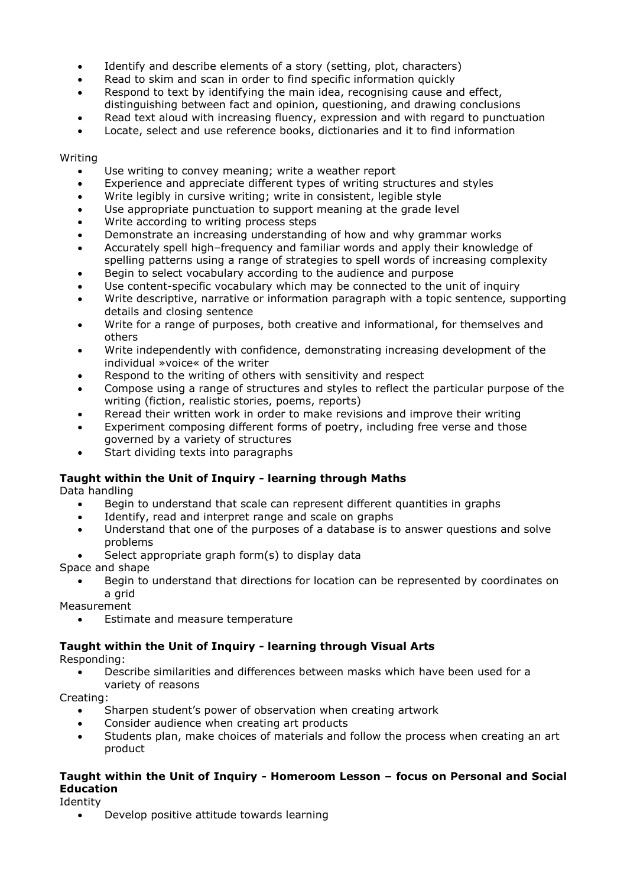- Identify and describe elements of a story (setting, plot, characters)
- Read to skim and scan in order to find specific information quickly
- Respond to text by identifying the main idea, recognising cause and effect, distinguishing between fact and opinion, questioning, and drawing conclusions
- Read text aloud with increasing fluency, expression and with regard to punctuation
- Locate, select and use reference books, dictionaries and it to find information

Writing

- Use writing to convey meaning; write a weather report
- Experience and appreciate different types of writing structures and styles
- Write legibly in cursive writing; write in consistent, legible style
- Use appropriate punctuation to support meaning at the grade level
- Write according to writing process steps
- Demonstrate an increasing understanding of how and why grammar works
- Accurately spell high–frequency and familiar words and apply their knowledge of spelling patterns using a range of strategies to spell words of increasing complexity
- Begin to select vocabulary according to the audience and purpose
- Use content-specific vocabulary which may be connected to the unit of inquiry
- Write descriptive, narrative or information paragraph with a topic sentence, supporting details and closing sentence
- Write for a range of purposes, both creative and informational, for themselves and others
- Write independently with confidence, demonstrating increasing development of the individual »voice« of the writer
- Respond to the writing of others with sensitivity and respect
- Compose using a range of structures and styles to reflect the particular purpose of the writing (fiction, realistic stories, poems, reports)
- Reread their written work in order to make revisions and improve their writing
- Experiment composing different forms of poetry, including free verse and those governed by a variety of structures
- Start dividing texts into paragraphs

**Taught within the Unit of Inquiry - learning through Maths**

Data handling

- Begin to understand that scale can represent different quantities in graphs
- Identify, read and interpret range and scale on graphs
- Understand that one of the purposes of a database is to answer questions and solve problems
- Select appropriate graph form(s) to display data

Space and shape

- Begin to understand that directions for location can be represented by coordinates on a grid

Measurement

- Estimate and measure temperature

**Taught within the Unit of Inquiry - learning through Visual Arts**

Responding:

- Describe similarities and differences between masks which have been used for a variety of reasons

Creating:

- Sharpen student's power of observation when creating artwork
- Consider audience when creating art products
- Students plan, make choices of materials and follow the process when creating an art product

**Taught within the Unit of Inquiry - Homeroom Lesson – focus on Personal and Social Education**

Identity

- Develop positive attitude towards learning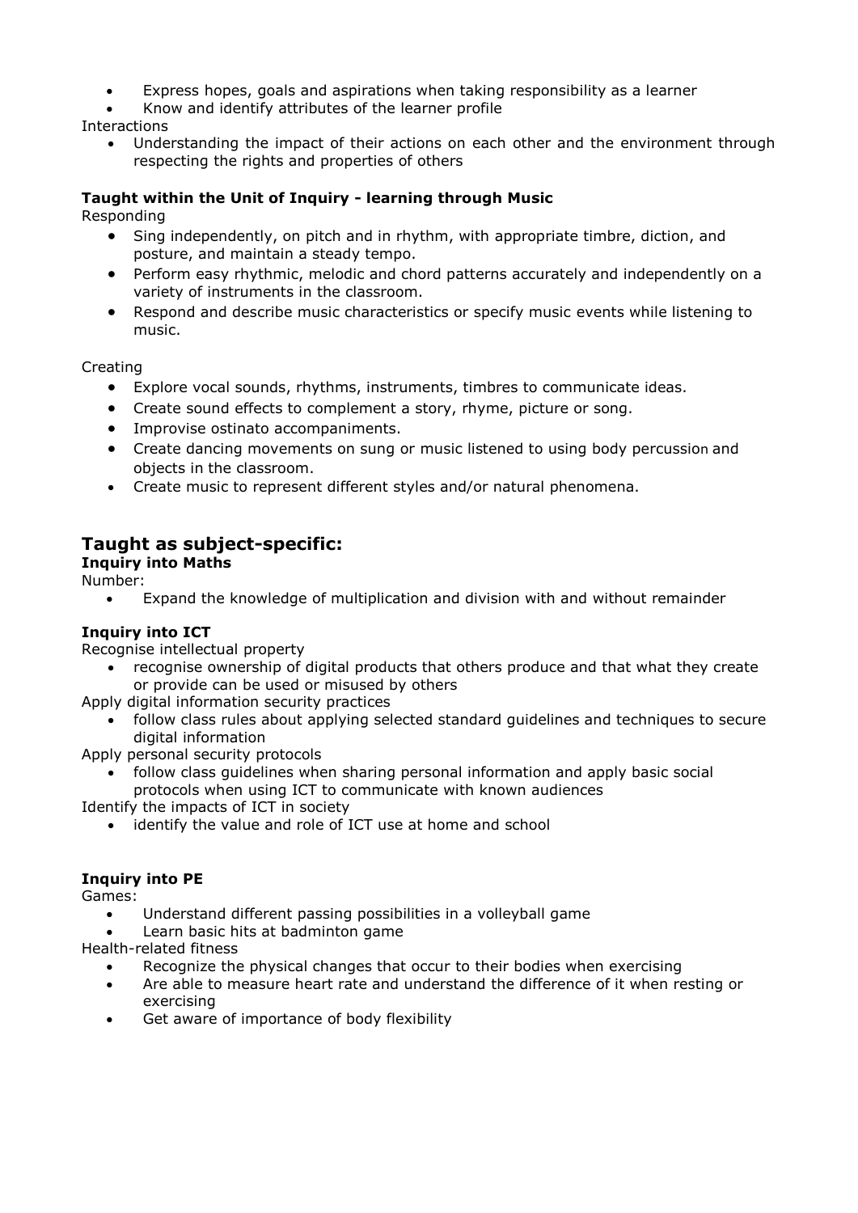- Express hopes, goals and aspirations when taking responsibility as a learner
- Know and identify attributes of the learner profile

Interactions

- Understanding the impact of their actions on each other and the environment through respecting the rights and properties of others

**Taught within the Unit of Inquiry - learning through Music**

Responding

- Sing independently, on pitch and in rhythm, with appropriate timbre, diction, and posture, and maintain a steady tempo.
- Perform easy rhythmic, melodic and chord patterns accurately and independently on a variety of instruments in the classroom.
- Respond and describe music characteristics or specify music events while listening to music.

Creating

- Explore vocal sounds, rhythms, instruments, timbres to communicate ideas.
- Create sound effects to complement a story, rhyme, picture or song.
- Improvise ostinato accompaniments.
- Create dancing movements on sung or music listened to using body percussion and objects in the classroom.
- Create music to represent different styles and/or natural phenomena.

## Taught as subject-specific:

**Inquiry into Maths**

Number:

- Expand the knowledge of multiplication and division with and without remainder

**Inquiry into ICT**

Recognise intellectual property

- recognise ownership of digital products that others produce and that what they create or provide can be used or misused by others

Apply digital information security practices

- follow class rules about applying selected standard guidelines and techniques to secure digital information

Apply personal security protocols

- follow class guidelines when sharing personal information and apply basic social protocols when using ICT to communicate with known audiences

Identify the impacts of ICT in society

- identify the value and role of ICT use at home and school

**Inquiry into PE**

Games:

- Understand different passing possibilities in a volleyball game
- Learn basic hits at badminton game

Health-related fitness

- Recognize the physical changes that occur to their bodies when exercising
- Are able to measure heart rate and understand the difference of it when resting or exercising
- Get aware of importance of body flexibility